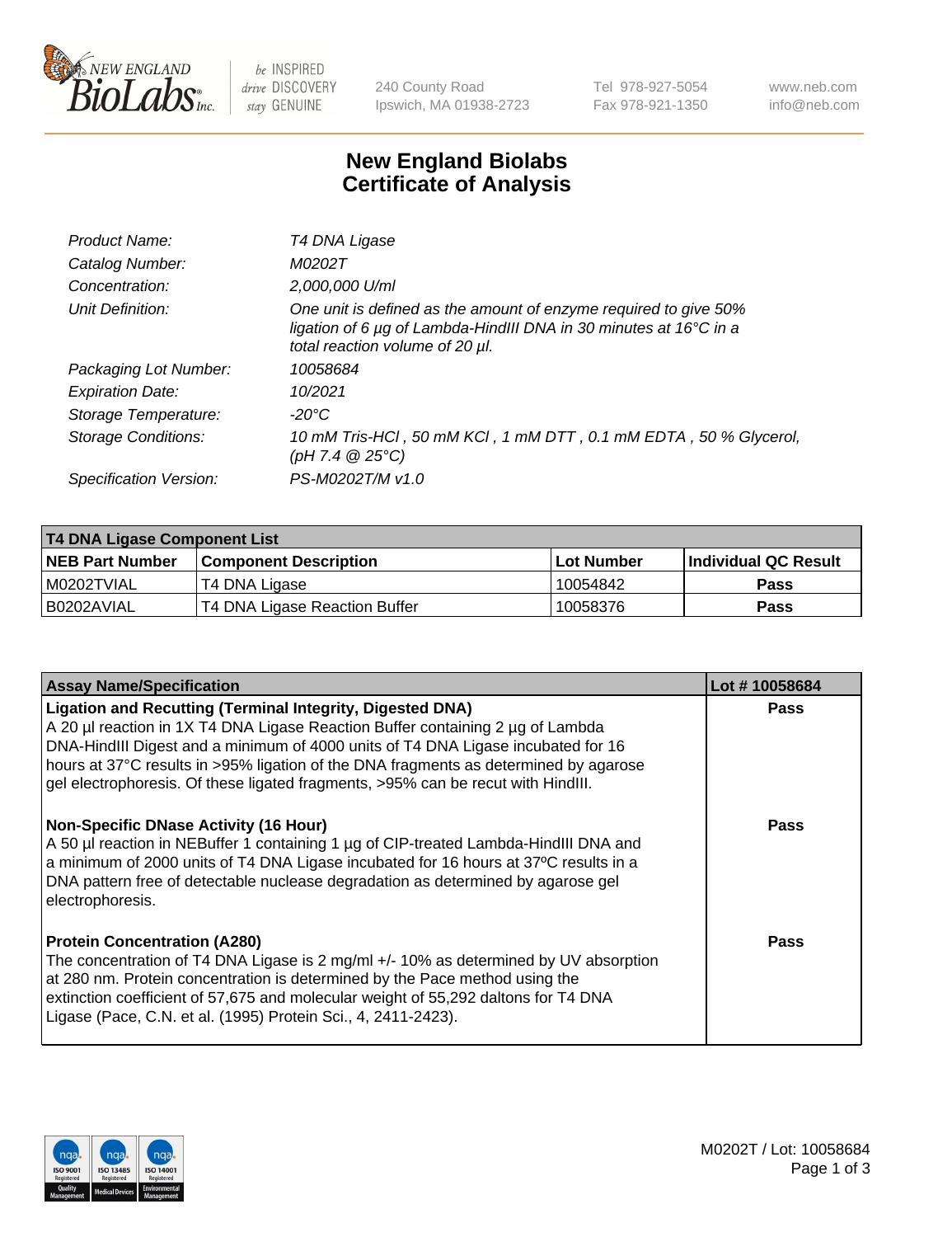# New England Biolabs Certificate of Analysis

| | |
|---|---|
| Product Name: | *T4 DNA Ligase* |
| Catalog Number: | *M0202T* |
| Concentration: | *2,000,000 U/ml* |
| Unit Definition: | *One unit is defined as the amount of enzyme required to give 50% ligation of 6 µg of Lambda-HindIII DNA in 30 minutes at 16°C in a total reaction volume of 20 µl.* |
| Packaging Lot Number: | *10058684* |
| Expiration Date: | *10/2021* |
| Storage Temperature: | *-20°C* |
| Storage Conditions: | *10 mM Tris-HCl , 50 mM KCl , 1 mM DTT , 0.1 mM EDTA , 50 % Glycerol, (pH 7.4 @ 25°C)* |
| Specification Version: | *PS-M0202T/M v1.0* |

| T4 DNA Ligase Component List | | | |
|---|---|---|---|
| **NEB Part Number** | **Component Description** | **Lot Number** | **Individual QC Result** |
| M0202TVIAL | T4 DNA Ligase | 10054842 | Pass |
| B0202AVIAL | T4 DNA Ligase Reaction Buffer | 10058376 | Pass |

| Assay Name/Specification | Lot # 10058684 |
|---|---|
| **Ligation and Recutting (Terminal Integrity, Digested DNA)**<br>A 20 µl reaction in 1X T4 DNA Ligase Reaction Buffer containing 2 µg of Lambda DNA-HindIII Digest and a minimum of 4000 units of T4 DNA Ligase incubated for 16 hours at 37°C results in >95% ligation of the DNA fragments as determined by agarose gel electrophoresis. Of these ligated fragments, >95% can be recut with HindIII. | Pass |
| **Non-Specific DNase Activity (16 Hour)**<br>A 50 µl reaction in NEBuffer 1 containing 1 µg of CIP-treated Lambda-HindIII DNA and a minimum of 2000 units of T4 DNA Ligase incubated for 16 hours at 37ºC results in a DNA pattern free of detectable nuclease degradation as determined by agarose gel electrophoresis. | Pass |
| **Protein Concentration (A280)**<br>The concentration of T4 DNA Ligase is 2 mg/ml +/- 10% as determined by UV absorption at 280 nm. Protein concentration is determined by the Pace method using the extinction coefficient of 57,675 and molecular weight of 55,292 daltons for T4 DNA Ligase (Pace, C.N. et al. (1995) Protein Sci., 4, 2411-2423). | Pass |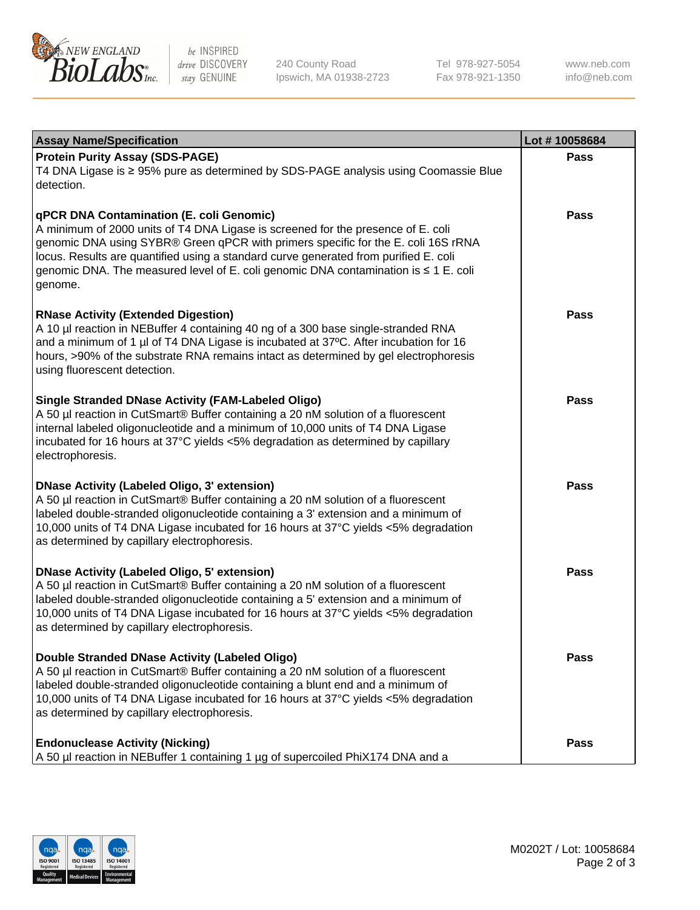| Assay Name/Specification | Lot # 10058684 |
|---|---|
| **Protein Purity Assay (SDS-PAGE)**<br>T4 DNA Ligase is ≥ 95% pure as determined by SDS-PAGE analysis using Coomassie Blue detection. | Pass |
| **qPCR DNA Contamination (E. coli Genomic)**<br>A minimum of 2000 units of T4 DNA Ligase is screened for the presence of E. coli genomic DNA using SYBR® Green qPCR with primers specific for the E. coli 16S rRNA locus. Results are quantified using a standard curve generated from purified E. coli genomic DNA. The measured level of E. coli genomic DNA contamination is ≤ 1 E. coli genome. | Pass |
| **RNase Activity (Extended Digestion)**<br>A 10 µl reaction in NEBuffer 4 containing 40 ng of a 300 base single-stranded RNA and a minimum of 1 µl of T4 DNA Ligase is incubated at 37ºC. After incubation for 16 hours, >90% of the substrate RNA remains intact as determined by gel electrophoresis using fluorescent detection. | Pass |
| **Single Stranded DNase Activity (FAM-Labeled Oligo)**<br>A 50 µl reaction in CutSmart® Buffer containing a 20 nM solution of a fluorescent internal labeled oligonucleotide and a minimum of 10,000 units of T4 DNA Ligase incubated for 16 hours at 37°C yields <5% degradation as determined by capillary electrophoresis. | Pass |
| **DNase Activity (Labeled Oligo, 3' extension)**<br>A 50 µl reaction in CutSmart® Buffer containing a 20 nM solution of a fluorescent labeled double-stranded oligonucleotide containing a 3' extension and a minimum of 10,000 units of T4 DNA Ligase incubated for 16 hours at 37°C yields <5% degradation as determined by capillary electrophoresis. | Pass |
| **DNase Activity (Labeled Oligo, 5' extension)**<br>A 50 µl reaction in CutSmart® Buffer containing a 20 nM solution of a fluorescent labeled double-stranded oligonucleotide containing a 5' extension and a minimum of 10,000 units of T4 DNA Ligase incubated for 16 hours at 37°C yields <5% degradation as determined by capillary electrophoresis. | Pass |
| **Double Stranded DNase Activity (Labeled Oligo)**<br>A 50 µl reaction in CutSmart® Buffer containing a 20 nM solution of a fluorescent labeled double-stranded oligonucleotide containing a blunt end and a minimum of 10,000 units of T4 DNA Ligase incubated for 16 hours at 37°C yields <5% degradation as determined by capillary electrophoresis. | Pass |
| **Endonuclease Activity (Nicking)**<br>A 50 µl reaction in NEBuffer 1 containing 1 µg of supercoiled PhiX174 DNA and a | Pass |

M0202T / Lot: 10058684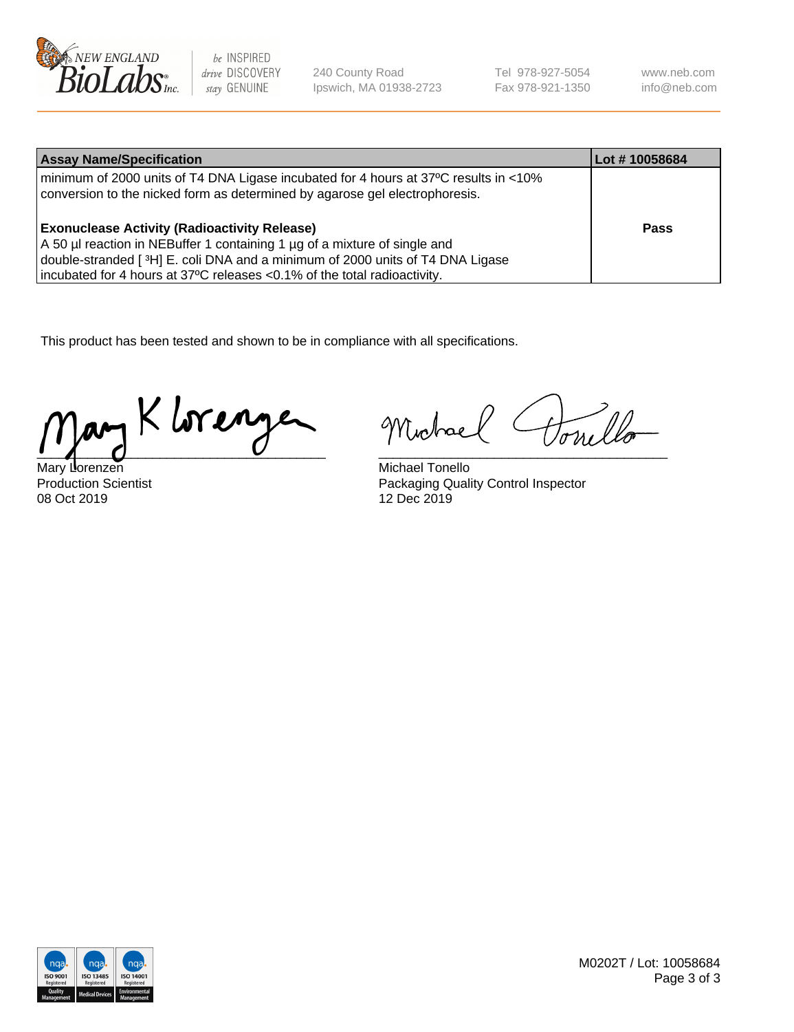| Assay Name/Specification | Lot # 10058684 |
|---|---|
| minimum of 2000 units of T4 DNA Ligase incubated for 4 hours at 37ºC results in <10% conversion to the nicked form as determined by agarose gel electrophoresis. | |
| **Exonuclease Activity (Radioactivity Release)**<br>A 50 µl reaction in NEBuffer 1 containing 1 µg of a mixture of single and double-stranded [ $^3$H] E. coli DNA and a minimum of 2000 units of T4 DNA Ligase incubated for 4 hours at 37ºC releases <0.1% of the total radioactivity. | **Pass** |

This product has been tested and shown to be in compliance with all specifications.

Mary Lorenzen
Production Scientist
08 Oct 2019

Michael Tonello
Packaging Quality Control Inspector
12 Dec 2019

M0202T / Lot: 10058684